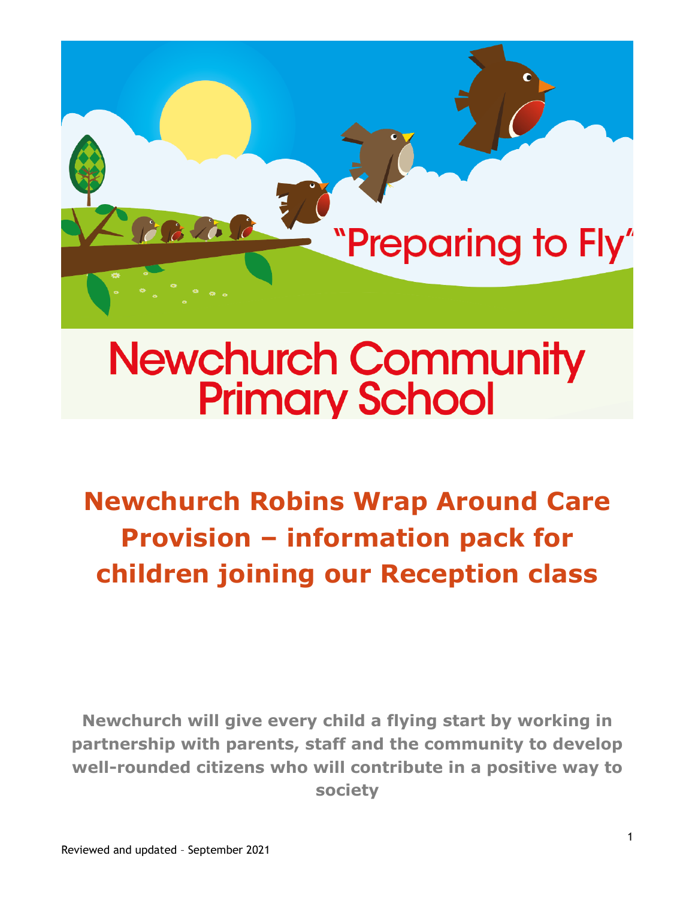"Preparing to Fly"

# Newchurch Community Primary School

## Newchurch Robins Wrap Around Care Provision – information pack for children joining our Reception class

**Newchurch will give every child a flying start by working in partnership with parents, staff and the community to develop well-rounded citizens who will contribute in a positive way to society**

Reviewed and updated – September 2021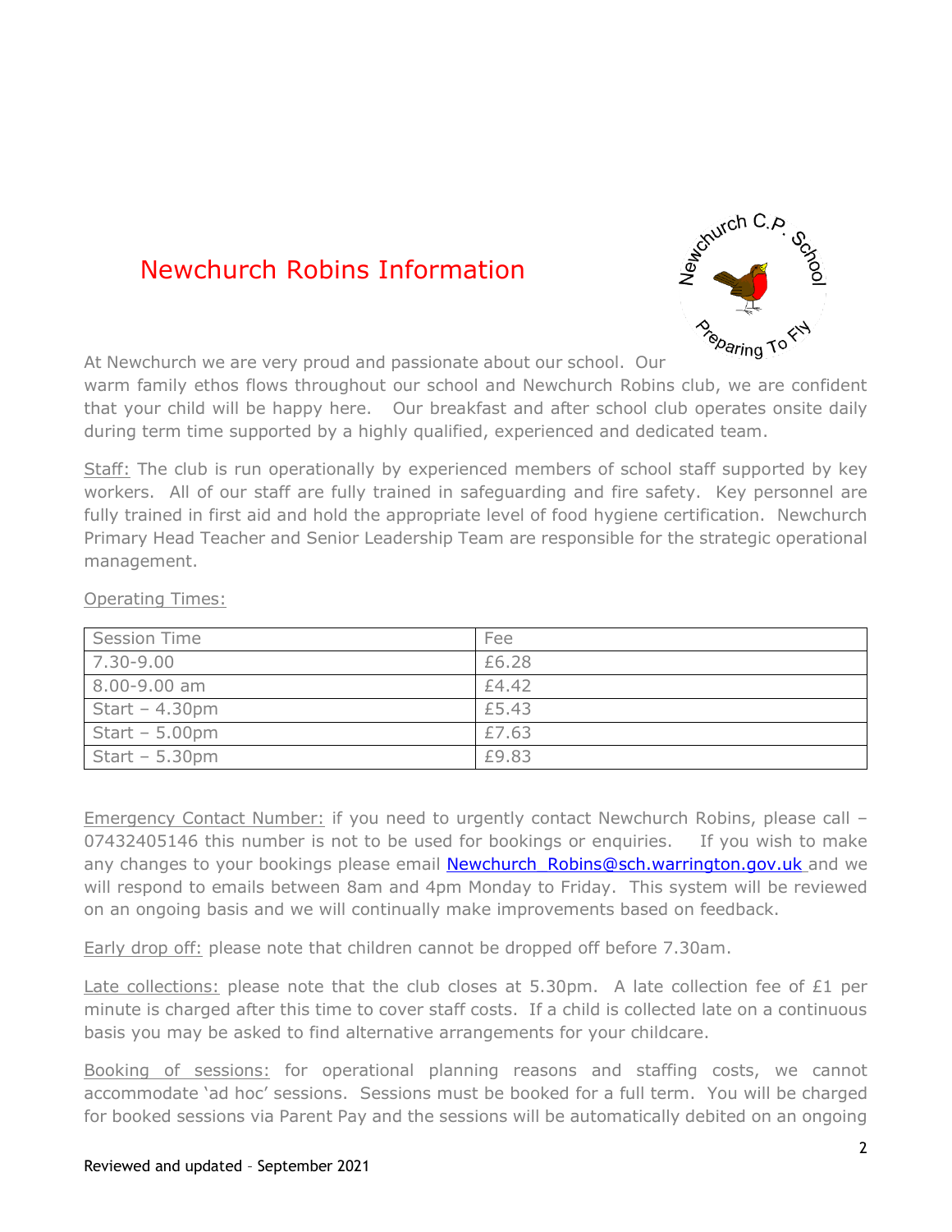# Newchurch Robins Information

At Newchurch we are very proud and passionate about our school. Our warm family ethos flows throughout our school and Newchurch Robins club, we are confident that your child will be happy here. Our breakfast and after school club operates onsite daily during term time supported by a highly qualified, experienced and dedicated team.

Staff: The club is run operationally by experienced members of school staff supported by key workers. All of our staff are fully trained in safeguarding and fire safety. Key personnel are fully trained in first aid and hold the appropriate level of food hygiene certification. Newchurch Primary Head Teacher and Senior Leadership Team are responsible for the strategic operational management.

Operating Times:

| Session Time | Fee |
| --- | --- |
| 7.30-9.00 | £6.28 |
| 8.00-9.00 am | £4.42 |
| Start – 4.30pm | £5.43 |
| Start – 5.00pm | £7.63 |
| Start – 5.30pm | £9.83 |

Emergency Contact Number: if you need to urgently contact Newchurch Robins, please call – 07432405146 this number is not to be used for bookings or enquiries. If you wish to make any changes to your bookings please email Newchurch_Robins@sch.warrington.gov.uk and we will respond to emails between 8am and 4pm Monday to Friday. This system will be reviewed on an ongoing basis and we will continually make improvements based on feedback.

Early drop off: please note that children cannot be dropped off before 7.30am.

Late collections: please note that the club closes at 5.30pm. A late collection fee of £1 per minute is charged after this time to cover staff costs. If a child is collected late on a continuous basis you may be asked to find alternative arrangements for your childcare.

Booking of sessions: for operational planning reasons and staffing costs, we cannot accommodate 'ad hoc' sessions. Sessions must be booked for a full term. You will be charged for booked sessions via Parent Pay and the sessions will be automatically debited on an ongoing

Reviewed and updated – September 2021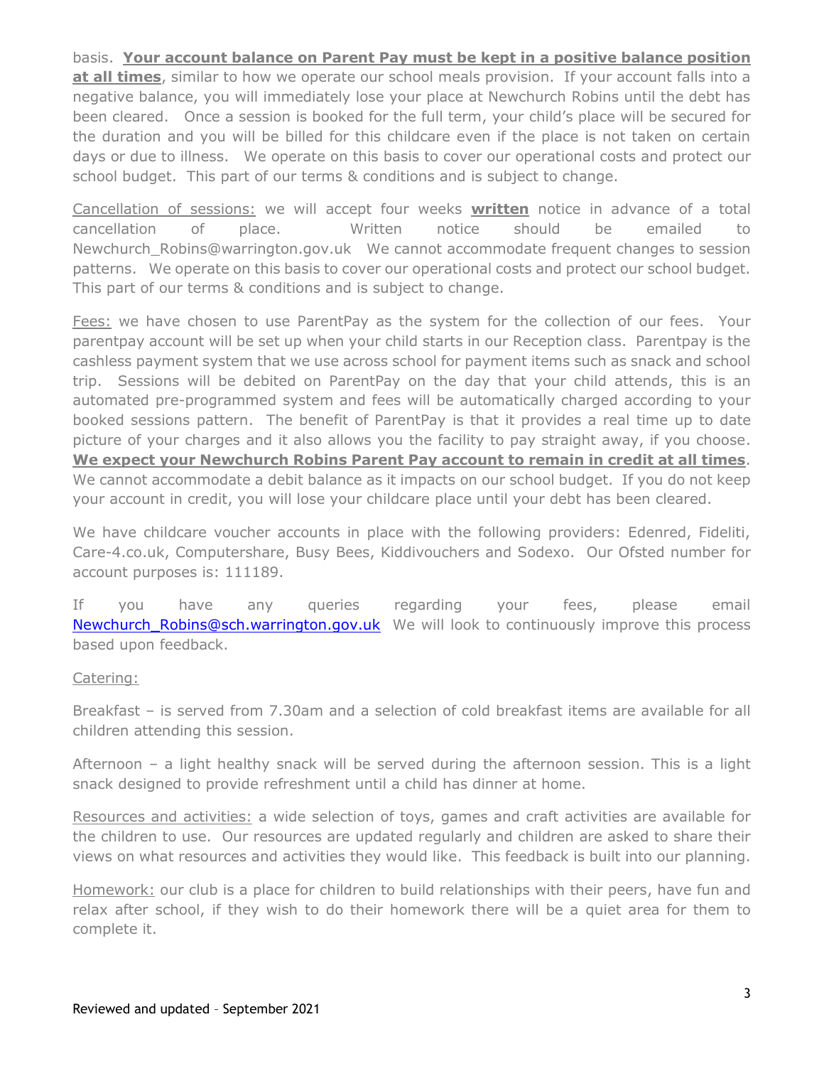basis. **Your account balance on Parent Pay must be kept in a positive balance position at all times**, similar to how we operate our school meals provision. If your account falls into a negative balance, you will immediately lose your place at Newchurch Robins until the debt has been cleared. Once a session is booked for the full term, your child's place will be secured for the duration and you will be billed for this childcare even if the place is not taken on certain days or due to illness. We operate on this basis to cover our operational costs and protect our school budget. This part of our terms & conditions and is subject to change.

Cancellation of sessions: we will accept four weeks **written** notice in advance of a total cancellation of place. Written notice should be emailed to Newchurch_Robins@warrington.gov.uk We cannot accommodate frequent changes to session patterns. We operate on this basis to cover our operational costs and protect our school budget. This part of our terms & conditions and is subject to change.

Fees: we have chosen to use ParentPay as the system for the collection of our fees. Your parentpay account will be set up when your child starts in our Reception class. Parentpay is the cashless payment system that we use across school for payment items such as snack and school trip. Sessions will be debited on ParentPay on the day that your child attends, this is an automated pre-programmed system and fees will be automatically charged according to your booked sessions pattern. The benefit of ParentPay is that it provides a real time up to date picture of your charges and it also allows you the facility to pay straight away, if you choose. **We expect your Newchurch Robins Parent Pay account to remain in credit at all times**. We cannot accommodate a debit balance as it impacts on our school budget. If you do not keep your account in credit, you will lose your childcare place until your debt has been cleared.

We have childcare voucher accounts in place with the following providers: Edenred, Fideliti, Care-4.co.uk, Computershare, Busy Bees, Kiddivouchers and Sodexo. Our Ofsted number for account purposes is: 111189.

If you have any queries regarding your fees, please email Newchurch_Robins@sch.warrington.gov.uk We will look to continuously improve this process based upon feedback.

Catering:

Breakfast – is served from 7.30am and a selection of cold breakfast items are available for all children attending this session.

Afternoon – a light healthy snack will be served during the afternoon session. This is a light snack designed to provide refreshment until a child has dinner at home.

Resources and activities: a wide selection of toys, games and craft activities are available for the children to use. Our resources are updated regularly and children are asked to share their views on what resources and activities they would like. This feedback is built into our planning.

Homework: our club is a place for children to build relationships with their peers, have fun and relax after school, if they wish to do their homework there will be a quiet area for them to complete it.

Reviewed and updated – September 2021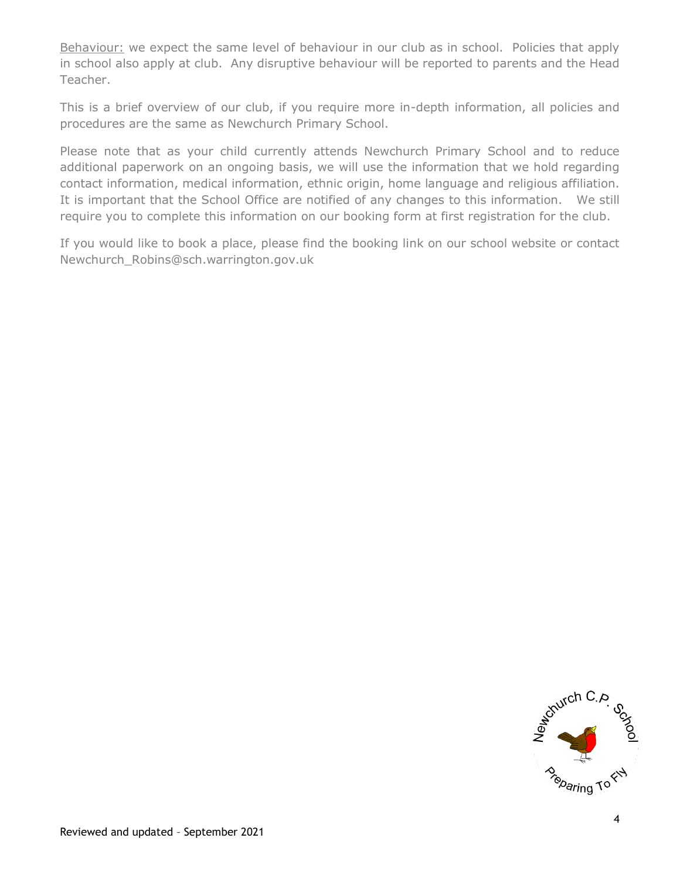Behaviour: we expect the same level of behaviour in our club as in school. Policies that apply in school also apply at club. Any disruptive behaviour will be reported to parents and the Head Teacher.

This is a brief overview of our club, if you require more in-depth information, all policies and procedures are the same as Newchurch Primary School.

Please note that as your child currently attends Newchurch Primary School and to reduce additional paperwork on an ongoing basis, we will use the information that we hold regarding contact information, medical information, ethnic origin, home language and religious affiliation. It is important that the School Office are notified of any changes to this information. We still require you to complete this information on our booking form at first registration for the club.

If you would like to book a place, please find the booking link on our school website or contact Newchurch_Robins@sch.warrington.gov.uk

Reviewed and updated – September 2021